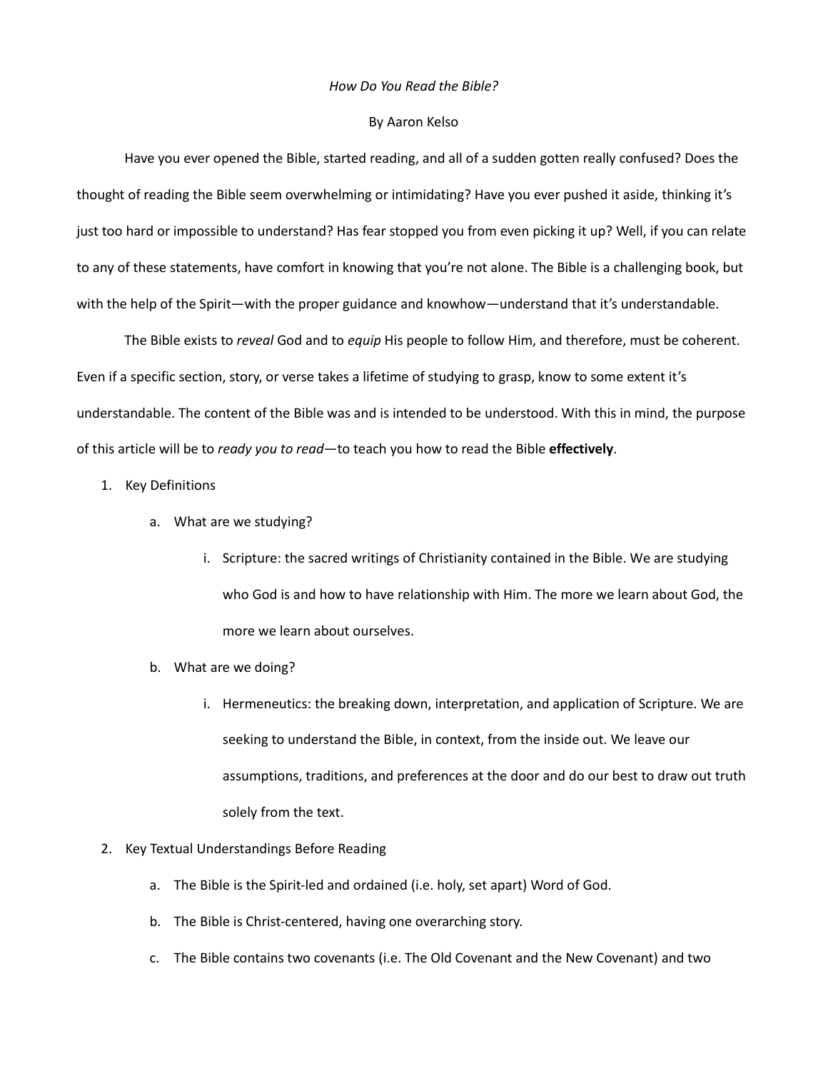*How Do You Read the Bible?*

By Aaron Kelso

Have you ever opened the Bible, started reading, and all of a sudden gotten really confused? Does the thought of reading the Bible seem overwhelming or intimidating? Have you ever pushed it aside, thinking it's just too hard or impossible to understand? Has fear stopped you from even picking it up? Well, if you can relate to any of these statements, have comfort in knowing that you're not alone. The Bible is a challenging book, but with the help of the Spirit—with the proper guidance and knowhow—understand that it's understandable.

The Bible exists to *reveal* God and to *equip* His people to follow Him, and therefore, must be coherent. Even if a specific section, story, or verse takes a lifetime of studying to grasp, know to some extent it's understandable. The content of the Bible was and is intended to be understood. With this in mind, the purpose of this article will be to *ready you to read*—to teach you how to read the Bible **effectively**.

1. Key Definitions
    a. What are we studying?
        i. Scripture: the sacred writings of Christianity contained in the Bible. We are studying who God is and how to have relationship with Him. The more we learn about God, the more we learn about ourselves.
    b. What are we doing?
        i. Hermeneutics: the breaking down, interpretation, and application of Scripture. We are seeking to understand the Bible, in context, from the inside out. We leave our assumptions, traditions, and preferences at the door and do our best to draw out truth solely from the text.
2. Key Textual Understandings Before Reading
    a. The Bible is the Spirit-led and ordained (i.e. holy, set apart) Word of God.
    b. The Bible is Christ-centered, having one overarching story.
    c. The Bible contains two covenants (i.e. The Old Covenant and the New Covenant) and two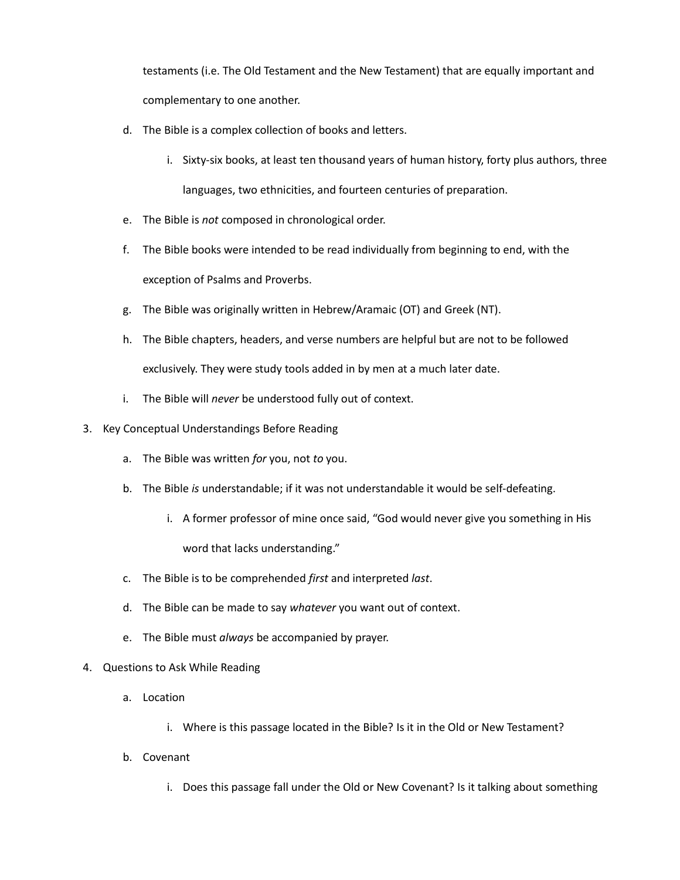testaments (i.e. The Old Testament and the New Testament) that are equally important and complementary to one another.

   d. The Bible is a complex collection of books and letters.

      i. Sixty-six books, at least ten thousand years of human history, forty plus authors, three languages, two ethnicities, and fourteen centuries of preparation.

   e. The Bible is *not* composed in chronological order.

   f. The Bible books were intended to be read individually from beginning to end, with the exception of Psalms and Proverbs.

   g. The Bible was originally written in Hebrew/Aramaic (OT) and Greek (NT).

   h. The Bible chapters, headers, and verse numbers are helpful but are not to be followed exclusively. They were study tools added in by men at a much later date.

   i. The Bible will *never* be understood fully out of context.

3. Key Conceptual Understandings Before Reading

   a. The Bible was written *for* you, not *to* you.

   b. The Bible *is* understandable; if it was not understandable it would be self-defeating.

      i. A former professor of mine once said, “God would never give you something in His word that lacks understanding.”

   c. The Bible is to be comprehended *first* and interpreted *last*.

   d. The Bible can be made to say *whatever* you want out of context.

   e. The Bible must *always* be accompanied by prayer.

4. Questions to Ask While Reading

   a. Location

      i. Where is this passage located in the Bible? Is it in the Old or New Testament?

   b. Covenant

      i. Does this passage fall under the Old or New Covenant? Is it talking about something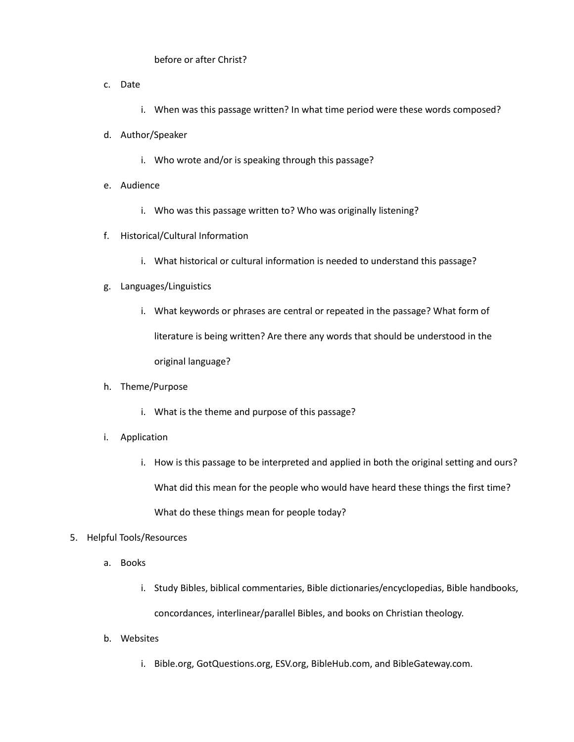before or after Christ?

c. Date

    i. When was this passage written? In what time period were these words composed?

d. Author/Speaker

    i. Who wrote and/or is speaking through this passage?

e. Audience

    i. Who was this passage written to? Who was originally listening?

f. Historical/Cultural Information

    i. What historical or cultural information is needed to understand this passage?

g. Languages/Linguistics

    i. What keywords or phrases are central or repeated in the passage? What form of literature is being written? Are there any words that should be understood in the original language?

h. Theme/Purpose

    i. What is the theme and purpose of this passage?

i. Application

    i. How is this passage to be interpreted and applied in both the original setting and ours? What did this mean for the people who would have heard these things the first time? What do these things mean for people today?

5. Helpful Tools/Resources

    a. Books

        i. Study Bibles, biblical commentaries, Bible dictionaries/encyclopedias, Bible handbooks, concordances, interlinear/parallel Bibles, and books on Christian theology.

    b. Websites

        i. Bible.org, GotQuestions.org, ESV.org, BibleHub.com, and BibleGateway.com.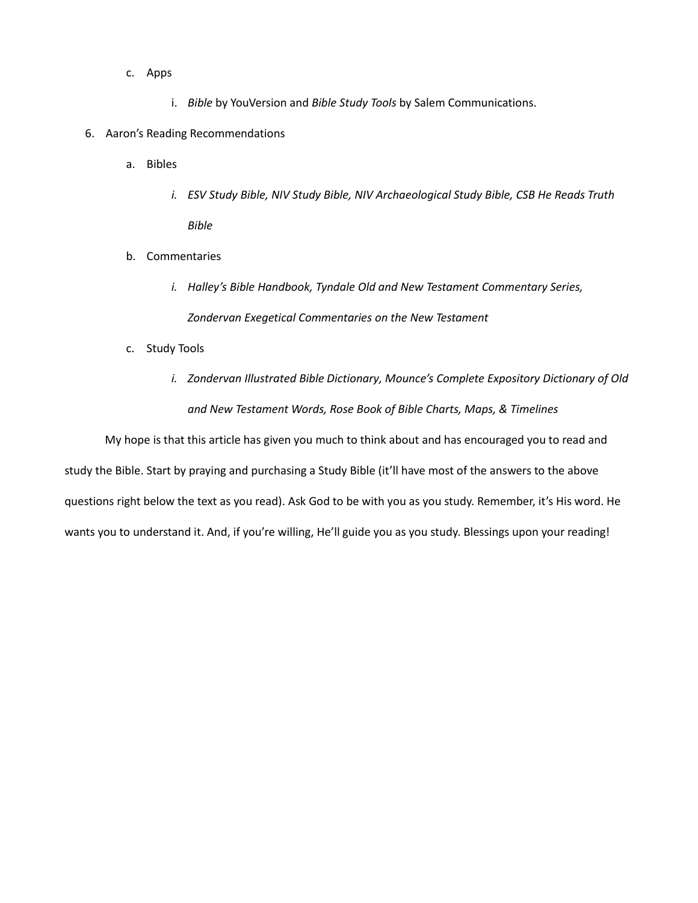c. Apps

   i. *Bible* by YouVersion and *Bible Study Tools* by Salem Communications.

6. Aaron's Reading Recommendations

   a. Bibles

      i. *ESV Study Bible, NIV Study Bible, NIV Archaeological Study Bible, CSB He Reads Truth Bible*

   b. Commentaries

      i. *Halley's Bible Handbook, Tyndale Old and New Testament Commentary Series, Zondervan Exegetical Commentaries on the New Testament*

   c. Study Tools

      i. *Zondervan Illustrated Bible Dictionary, Mounce's Complete Expository Dictionary of Old and New Testament Words, Rose Book of Bible Charts, Maps, & Timelines*

My hope is that this article has given you much to think about and has encouraged you to read and study the Bible. Start by praying and purchasing a Study Bible (it'll have most of the answers to the above questions right below the text as you read). Ask God to be with you as you study. Remember, it's His word. He wants you to understand it. And, if you're willing, He'll guide you as you study. Blessings upon your reading!